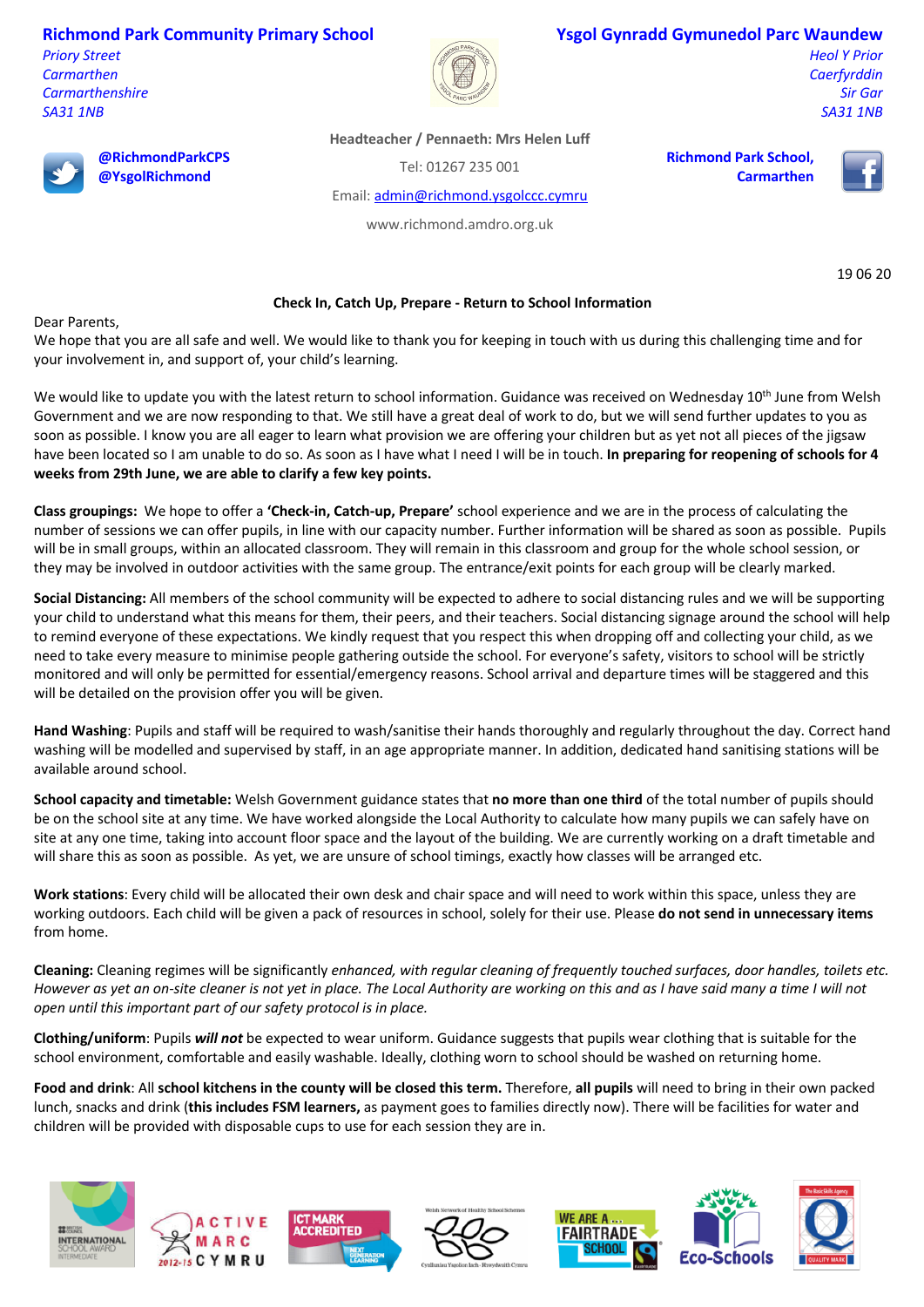**Richmond Park Community Primary School**
*Priory Street*
*Carmarthen*
*Carmarthenshire*
*SA31 1NB*

**Ysgol Gynradd Gymunedol Parc Waundew**
*Heol Y Prior*
*Caerfyrddin*
*Sir Gar*
*SA31 1NB*

**@RichmondParkCPS**
**@YsgolRichmond**

**Headteacher / Pennaeth: Mrs Helen Luff**
Tel: 01267 235 001
Email: admin@richmond.ysgolccc.cymru
www.richmond.amdro.org.uk

**Richmond Park School, Carmarthen**

19 06 20

**Check In, Catch Up, Prepare - Return to School Information**

Dear Parents,
We hope that you are all safe and well. We would like to thank you for keeping in touch with us during this challenging time and for your involvement in, and support of, your child's learning.

We would like to update you with the latest return to school information. Guidance was received on Wednesday 10th June from Welsh Government and we are now responding to that. We still have a great deal of work to do, but we will send further updates to you as soon as possible. I know you are all eager to learn what provision we are offering your children but as yet not all pieces of the jigsaw have been located so I am unable to do so. As soon as I have what I need I will be in touch. **In preparing for reopening of schools for 4 weeks from 29th June, we are able to clarify a few key points.**

**Class groupings:** We hope to offer a **'Check-in, Catch-up, Prepare'** school experience and we are in the process of calculating the number of sessions we can offer pupils, in line with our capacity number. Further information will be shared as soon as possible. Pupils will be in small groups, within an allocated classroom. They will remain in this classroom and group for the whole school session, or they may be involved in outdoor activities with the same group. The entrance/exit points for each group will be clearly marked.

**Social Distancing:** All members of the school community will be expected to adhere to social distancing rules and we will be supporting your child to understand what this means for them, their peers, and their teachers. Social distancing signage around the school will help to remind everyone of these expectations. We kindly request that you respect this when dropping off and collecting your child, as we need to take every measure to minimise people gathering outside the school. For everyone's safety, visitors to school will be strictly monitored and will only be permitted for essential/emergency reasons. School arrival and departure times will be staggered and this will be detailed on the provision offer you will be given.

**Hand Washing**: Pupils and staff will be required to wash/sanitise their hands thoroughly and regularly throughout the day. Correct hand washing will be modelled and supervised by staff, in an age appropriate manner. In addition, dedicated hand sanitising stations will be available around school.

**School capacity and timetable:** Welsh Government guidance states that **no more than one third** of the total number of pupils should be on the school site at any time. We have worked alongside the Local Authority to calculate how many pupils we can safely have on site at any one time, taking into account floor space and the layout of the building. We are currently working on a draft timetable and will share this as soon as possible. As yet, we are unsure of school timings, exactly how classes will be arranged etc.

**Work stations**: Every child will be allocated their own desk and chair space and will need to work within this space, unless they are working outdoors. Each child will be given a pack of resources in school, solely for their use. Please **do not send in unnecessary items** from home.

**Cleaning:** Cleaning regimes will be significantly *enhanced, with regular cleaning of frequently touched surfaces, door handles, toilets etc. However as yet an on-site cleaner is not yet in place. The Local Authority are working on this and as I have said many a time I will not open until this important part of our safety protocol is in place.*

**Clothing/uniform**: Pupils ***will not*** be expected to wear uniform. Guidance suggests that pupils wear clothing that is suitable for the school environment, comfortable and easily washable. Ideally, clothing worn to school should be washed on returning home.

**Food and drink**: All **school kitchens in the county will be closed this term.** Therefore, **all pupils** will need to bring in their own packed lunch, snacks and drink (**this includes FSM learners,** as payment goes to families directly now). There will be facilities for water and children will be provided with disposable cups to use for each session they are in.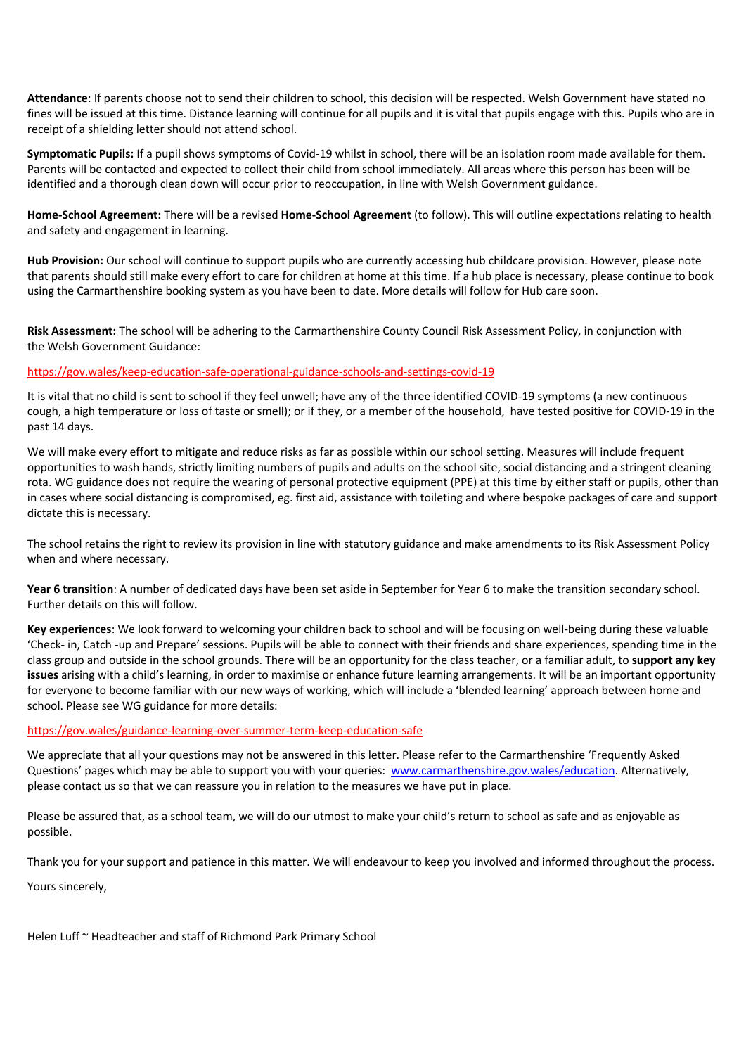**Attendance**: If parents choose not to send their children to school, this decision will be respected. Welsh Government have stated no fines will be issued at this time. Distance learning will continue for all pupils and it is vital that pupils engage with this. Pupils who are in receipt of a shielding letter should not attend school.

**Symptomatic Pupils:** If a pupil shows symptoms of Covid-19 whilst in school, there will be an isolation room made available for them. Parents will be contacted and expected to collect their child from school immediately. All areas where this person has been will be identified and a thorough clean down will occur prior to reoccupation, in line with Welsh Government guidance.

**Home-School Agreement:** There will be a revised **Home-School Agreement** (to follow). This will outline expectations relating to health and safety and engagement in learning.

**Hub Provision:** Our school will continue to support pupils who are currently accessing hub childcare provision. However, please note that parents should still make every effort to care for children at home at this time. If a hub place is necessary, please continue to book using the Carmarthenshire booking system as you have been to date. More details will follow for Hub care soon.

**Risk Assessment:** The school will be adhering to the Carmarthenshire County Council Risk Assessment Policy, in conjunction with the Welsh Government Guidance:

https://gov.wales/keep-education-safe-operational-guidance-schools-and-settings-covid-19

It is vital that no child is sent to school if they feel unwell; have any of the three identified COVID-19 symptoms (a new continuous cough, a high temperature or loss of taste or smell); or if they, or a member of the household, have tested positive for COVID-19 in the past 14 days.

We will make every effort to mitigate and reduce risks as far as possible within our school setting. Measures will include frequent opportunities to wash hands, strictly limiting numbers of pupils and adults on the school site, social distancing and a stringent cleaning rota. WG guidance does not require the wearing of personal protective equipment (PPE) at this time by either staff or pupils, other than in cases where social distancing is compromised, eg. first aid, assistance with toileting and where bespoke packages of care and support dictate this is necessary.

The school retains the right to review its provision in line with statutory guidance and make amendments to its Risk Assessment Policy when and where necessary.

**Year 6 transition**: A number of dedicated days have been set aside in September for Year 6 to make the transition secondary school. Further details on this will follow.

**Key experiences**: We look forward to welcoming your children back to school and will be focusing on well-being during these valuable 'Check- in, Catch -up and Prepare' sessions. Pupils will be able to connect with their friends and share experiences, spending time in the class group and outside in the school grounds. There will be an opportunity for the class teacher, or a familiar adult, to **support any key issues** arising with a child's learning, in order to maximise or enhance future learning arrangements. It will be an important opportunity for everyone to become familiar with our new ways of working, which will include a 'blended learning' approach between home and school. Please see WG guidance for more details:

https://gov.wales/guidance-learning-over-summer-term-keep-education-safe

We appreciate that all your questions may not be answered in this letter. Please refer to the Carmarthenshire 'Frequently Asked Questions' pages which may be able to support you with your queries: www.carmarthenshire.gov.wales/education. Alternatively, please contact us so that we can reassure you in relation to the measures we have put in place.

Please be assured that, as a school team, we will do our utmost to make your child's return to school as safe and as enjoyable as possible.

Thank you for your support and patience in this matter. We will endeavour to keep you involved and informed throughout the process.

Yours sincerely,

Helen Luff ~ Headteacher and staff of Richmond Park Primary School